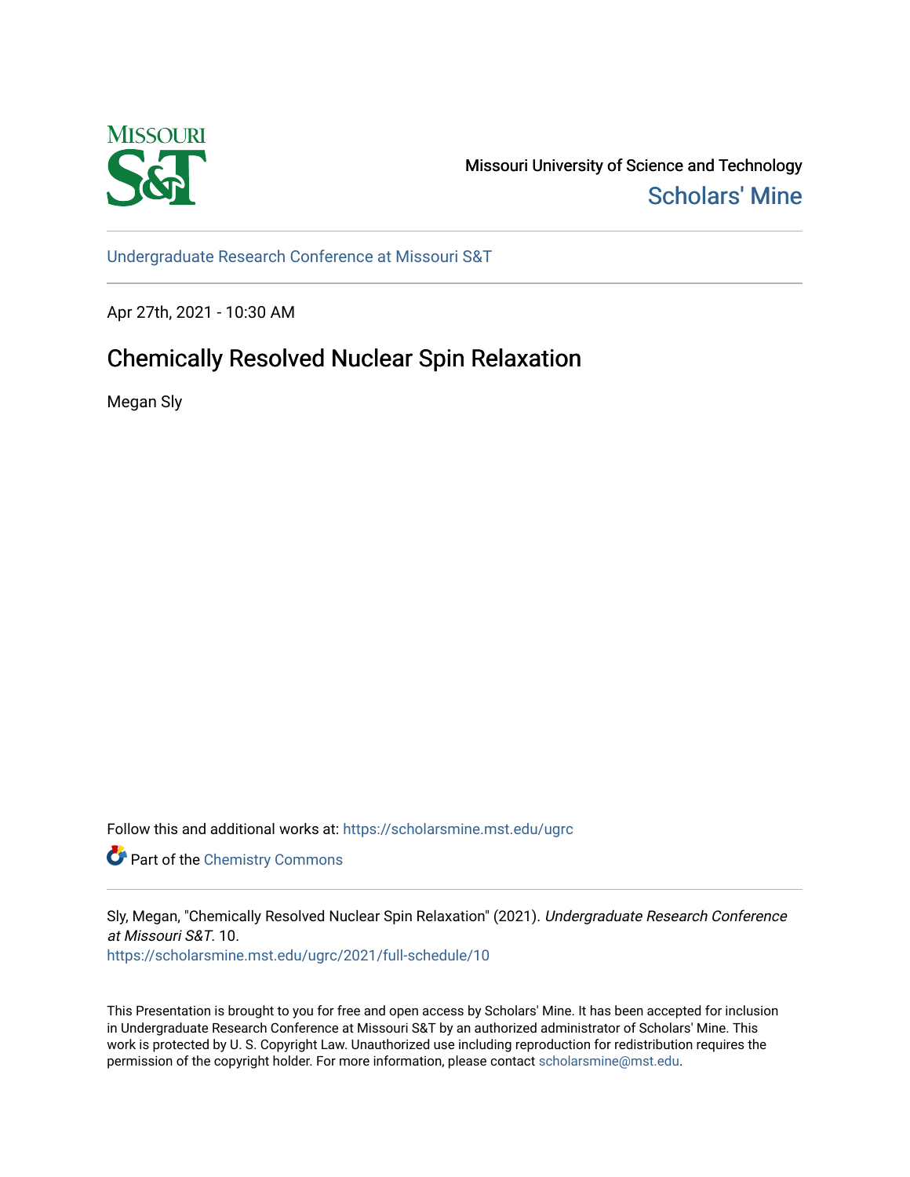Missouri University of Science and Technology

Scholars' Mine

Undergraduate Research Conference at Missouri S&T

Apr 27th, 2021 - 10:30 AM

# Chemically Resolved Nuclear Spin Relaxation

Megan Sly

Follow this and additional works at: https://scholarsmine.mst.edu/ugrc

Part of the Chemistry Commons

Sly, Megan, "Chemically Resolved Nuclear Spin Relaxation" (2021). *Undergraduate Research Conference at Missouri S&T*. 10.
https://scholarsmine.mst.edu/ugrc/2021/full-schedule/10

This Presentation is brought to you for free and open access by Scholars' Mine. It has been accepted for inclusion in Undergraduate Research Conference at Missouri S&T by an authorized administrator of Scholars' Mine. This work is protected by U. S. Copyright Law. Unauthorized use including reproduction for redistribution requires the permission of the copyright holder. For more information, please contact scholarsmine@mst.edu.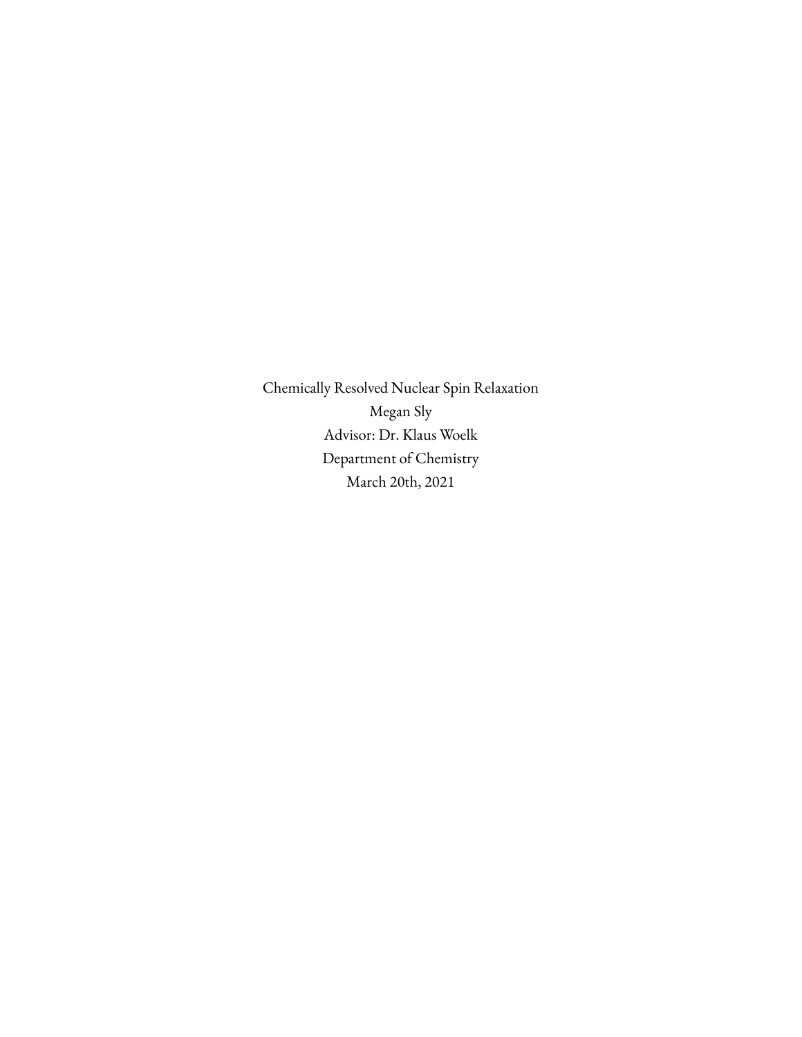Chemically Resolved Nuclear Spin Relaxation

Megan Sly

Advisor: Dr. Klaus Woelk

Department of Chemistry

March 20th, 2021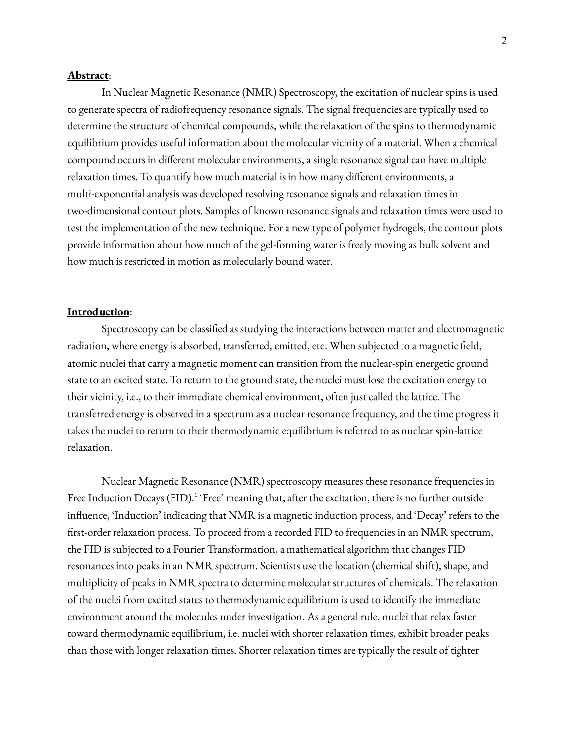**Abstract**:

In Nuclear Magnetic Resonance (NMR) Spectroscopy, the excitation of nuclear spins is used to generate spectra of radiofrequency resonance signals. The signal frequencies are typically used to determine the structure of chemical compounds, while the relaxation of the spins to thermodynamic equilibrium provides useful information about the molecular vicinity of a material. When a chemical compound occurs in different molecular environments, a single resonance signal can have multiple relaxation times. To quantify how much material is in how many different environments, a multi-exponential analysis was developed resolving resonance signals and relaxation times in two-dimensional contour plots. Samples of known resonance signals and relaxation times were used to test the implementation of the new technique. For a new type of polymer hydrogels, the contour plots provide information about how much of the gel-forming water is freely moving as bulk solvent and how much is restricted in motion as molecularly bound water.

**Introduction**:

Spectroscopy can be classified as studying the interactions between matter and electromagnetic radiation, where energy is absorbed, transferred, emitted, etc. When subjected to a magnetic field, atomic nuclei that carry a magnetic moment can transition from the nuclear-spin energetic ground state to an excited state. To return to the ground state, the nuclei must lose the excitation energy to their vicinity, i.e., to their immediate chemical environment, often just called the lattice. The transferred energy is observed in a spectrum as a nuclear resonance frequency, and the time progress it takes the nuclei to return to their thermodynamic equilibrium is referred to as nuclear spin-lattice relaxation.

Nuclear Magnetic Resonance (NMR) spectroscopy measures these resonance frequencies in Free Induction Decays (FID).[1] 'Free' meaning that, after the excitation, there is no further outside influence, 'Induction' indicating that NMR is a magnetic induction process, and 'Decay' refers to the first-order relaxation process. To proceed from a recorded FID to frequencies in an NMR spectrum, the FID is subjected to a Fourier Transformation, a mathematical algorithm that changes FID resonances into peaks in an NMR spectrum. Scientists use the location (chemical shift), shape, and multiplicity of peaks in NMR spectra to determine molecular structures of chemicals. The relaxation of the nuclei from excited states to thermodynamic equilibrium is used to identify the immediate environment around the molecules under investigation. As a general rule, nuclei that relax faster toward thermodynamic equilibrium, i.e. nuclei with shorter relaxation times, exhibit broader peaks than those with longer relaxation times. Shorter relaxation times are typically the result of tighter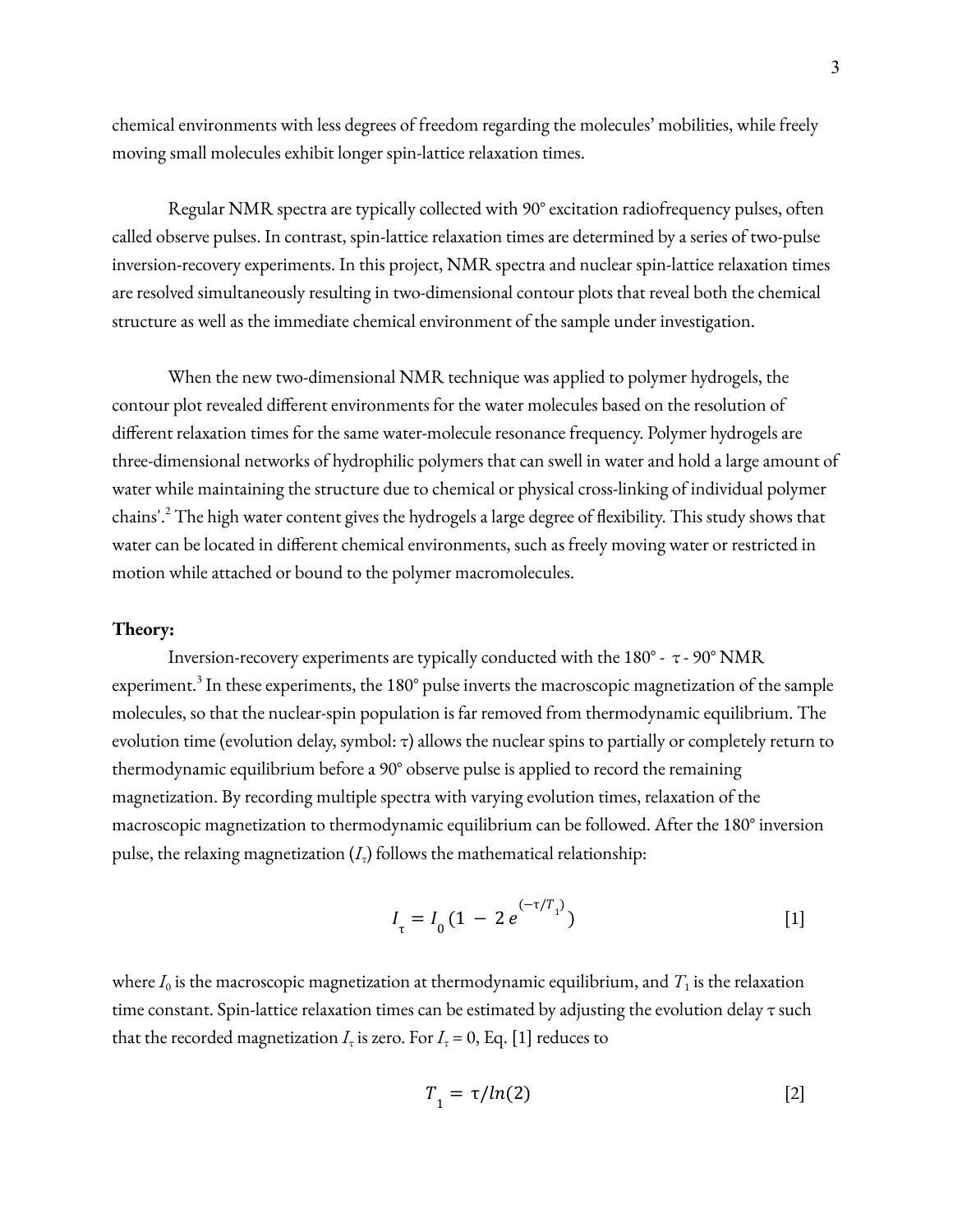chemical environments with less degrees of freedom regarding the molecules' mobilities, while freely moving small molecules exhibit longer spin-lattice relaxation times.

Regular NMR spectra are typically collected with 90° excitation radiofrequency pulses, often called observe pulses. In contrast, spin-lattice relaxation times are determined by a series of two-pulse inversion-recovery experiments. In this project, NMR spectra and nuclear spin-lattice relaxation times are resolved simultaneously resulting in two-dimensional contour plots that reveal both the chemical structure as well as the immediate chemical environment of the sample under investigation.

When the new two-dimensional NMR technique was applied to polymer hydrogels, the contour plot revealed different environments for the water molecules based on the resolution of different relaxation times for the same water-molecule resonance frequency. Polymer hydrogels are three-dimensional networks of hydrophilic polymers that can swell in water and hold a large amount of water while maintaining the structure due to chemical or physical cross-linking of individual polymer chains'.[2] The high water content gives the hydrogels a large degree of flexibility. This study shows that water can be located in different chemical environments, such as freely moving water or restricted in motion while attached or bound to the polymer macromolecules.

**Theory:**

Inversion-recovery experiments are typically conducted with the 180° - $\tau$ - 90° NMR experiment.[3] In these experiments, the 180° pulse inverts the macroscopic magnetization of the sample molecules, so that the nuclear-spin population is far removed from thermodynamic equilibrium. The evolution time (evolution delay, symbol: $\tau$) allows the nuclear spins to partially or completely return to thermodynamic equilibrium before a 90° observe pulse is applied to record the remaining magnetization. By recording multiple spectra with varying evolution times, relaxation of the macroscopic magnetization to thermodynamic equilibrium can be followed. After the 180° inversion pulse, the relaxing magnetization ($I_\tau$) follows the mathematical relationship:

$$I_\tau = I_0 \left(1 - 2\, e^{(-\tau/T_1)}\right) \quad [1]$$

where $I_0$ is the macroscopic magnetization at thermodynamic equilibrium, and $T_1$ is the relaxation time constant. Spin-lattice relaxation times can be estimated by adjusting the evolution delay $\tau$ such that the recorded magnetization $I_\tau$ is zero. For $I_\tau = 0$, Eq. [1] reduces to

$$T_1 = \tau / ln(2) \quad [2]$$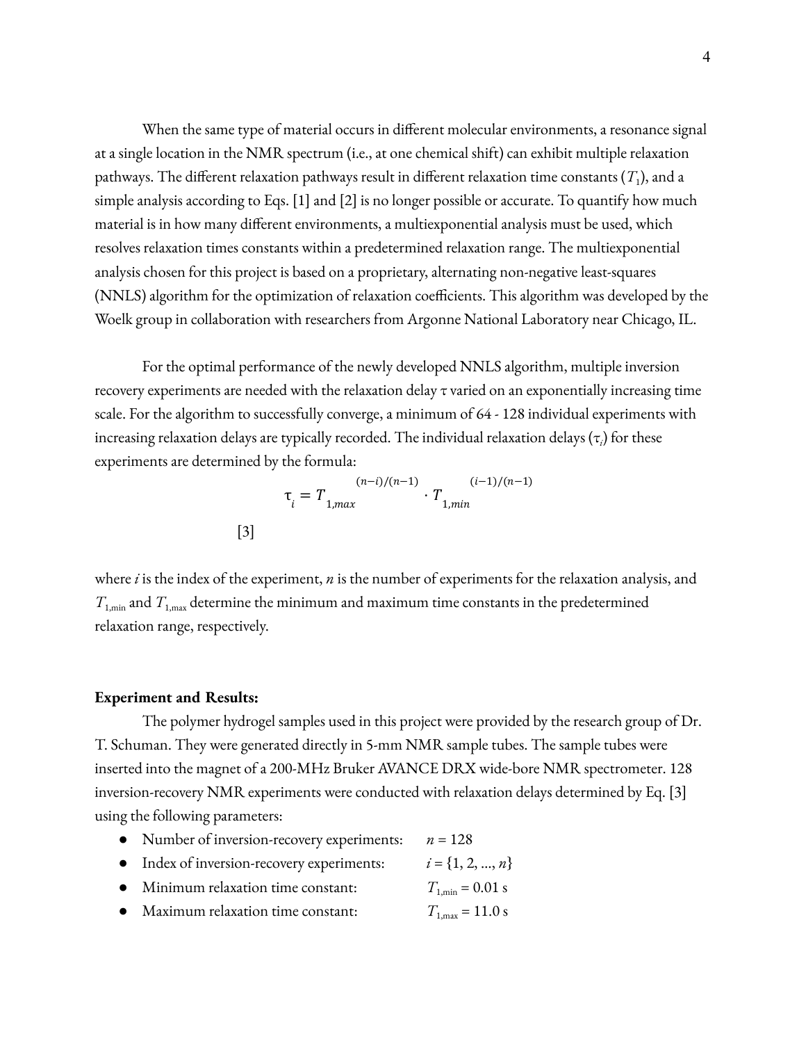When the same type of material occurs in different molecular environments, a resonance signal at a single location in the NMR spectrum (i.e., at one chemical shift) can exhibit multiple relaxation pathways. The different relaxation pathways result in different relaxation time constants ($T_1$), and a simple analysis according to Eqs. [1] and [2] is no longer possible or accurate. To quantify how much material is in how many different environments, a multiexponential analysis must be used, which resolves relaxation times constants within a predetermined relaxation range. The multiexponential analysis chosen for this project is based on a proprietary, alternating non-negative least-squares (NNLS) algorithm for the optimization of relaxation coefficients. This algorithm was developed by the Woelk group in collaboration with researchers from Argonne National Laboratory near Chicago, IL.

For the optimal performance of the newly developed NNLS algorithm, multiple inversion recovery experiments are needed with the relaxation delay τ varied on an exponentially increasing time scale. For the algorithm to successfully converge, a minimum of 64 - 128 individual experiments with increasing relaxation delays are typically recorded. The individual relaxation delays ($\tau_i$) for these experiments are determined by the formula:

$$\tau_i = T_{1,max}^{\ (n-i)/(n-1)} \cdot T_{1,min}^{\ (i-1)/(n-1)} \qquad [3]$$

where $i$ is the index of the experiment, $n$ is the number of experiments for the relaxation analysis, and $T_{1,\mathrm{min}}$ and $T_{1,\mathrm{max}}$ determine the minimum and maximum time constants in the predetermined relaxation range, respectively.

**Experiment and Results:**

The polymer hydrogel samples used in this project were provided by the research group of Dr. T. Schuman. They were generated directly in 5-mm NMR sample tubes. The sample tubes were inserted into the magnet of a 200-MHz Bruker AVANCE DRX wide-bore NMR spectrometer. 128 inversion-recovery NMR experiments were conducted with relaxation delays determined by Eq. [3] using the following parameters:

- Number of inversion-recovery experiments: $n = 128$
- Index of inversion-recovery experiments: $i = \{1, 2, ..., n\}$
- Minimum relaxation time constant: $T_{1,\mathrm{min}} = 0.01$ s
- Maximum relaxation time constant: $T_{1,\mathrm{max}} = 11.0$ s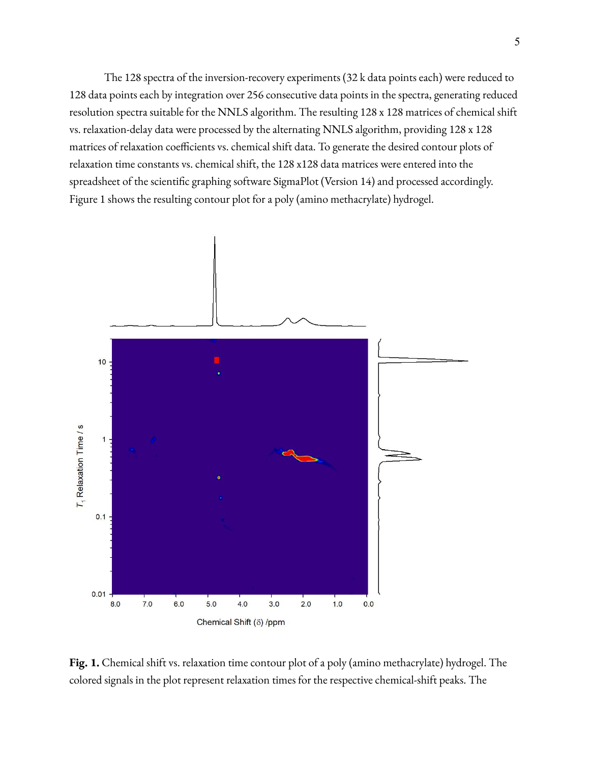The 128 spectra of the inversion-recovery experiments (32 k data points each) were reduced to 128 data points each by integration over 256 consecutive data points in the spectra, generating reduced resolution spectra suitable for the NNLS algorithm. The resulting 128 x 128 matrices of chemical shift vs. relaxation-delay data were processed by the alternating NNLS algorithm, providing 128 x 128 matrices of relaxation coefficients vs. chemical shift data. To generate the desired contour plots of relaxation time constants vs. chemical shift, the 128 x128 data matrices were entered into the spreadsheet of the scientific graphing software SigmaPlot (Version 14) and processed accordingly. Figure 1 shows the resulting contour plot for a poly (amino methacrylate) hydrogel.

**Fig. 1.** Chemical shift vs. relaxation time contour plot of a poly (amino methacrylate) hydrogel. The colored signals in the plot represent relaxation times for the respective chemical-shift peaks. The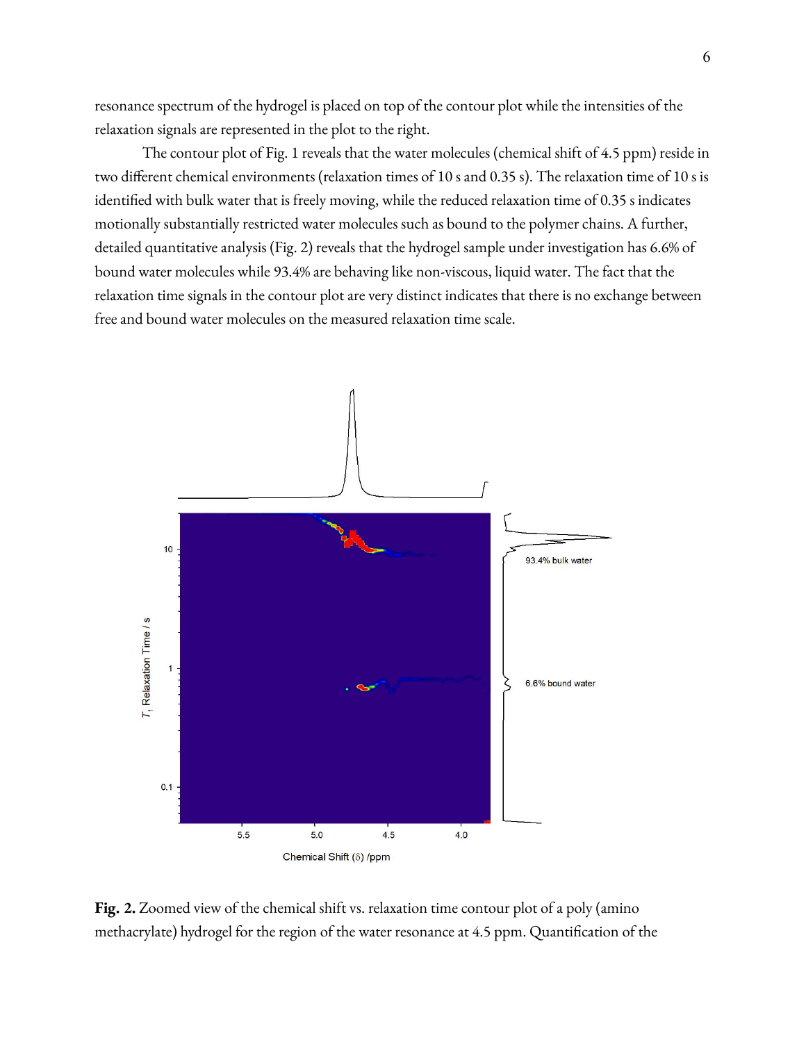resonance spectrum of the hydrogel is placed on top of the contour plot while the intensities of the relaxation signals are represented in the plot to the right.

The contour plot of Fig. 1 reveals that the water molecules (chemical shift of 4.5 ppm) reside in two different chemical environments (relaxation times of 10 s and 0.35 s). The relaxation time of 10 s is identified with bulk water that is freely moving, while the reduced relaxation time of 0.35 s indicates motionally substantially restricted water molecules such as bound to the polymer chains. A further, detailed quantitative analysis (Fig. 2) reveals that the hydrogel sample under investigation has 6.6% of bound water molecules while 93.4% are behaving like non-viscous, liquid water. The fact that the relaxation time signals in the contour plot are very distinct indicates that there is no exchange between free and bound water molecules on the measured relaxation time scale.

**Fig. 2.** Zoomed view of the chemical shift vs. relaxation time contour plot of a poly (amino methacrylate) hydrogel for the region of the water resonance at 4.5 ppm. Quantification of the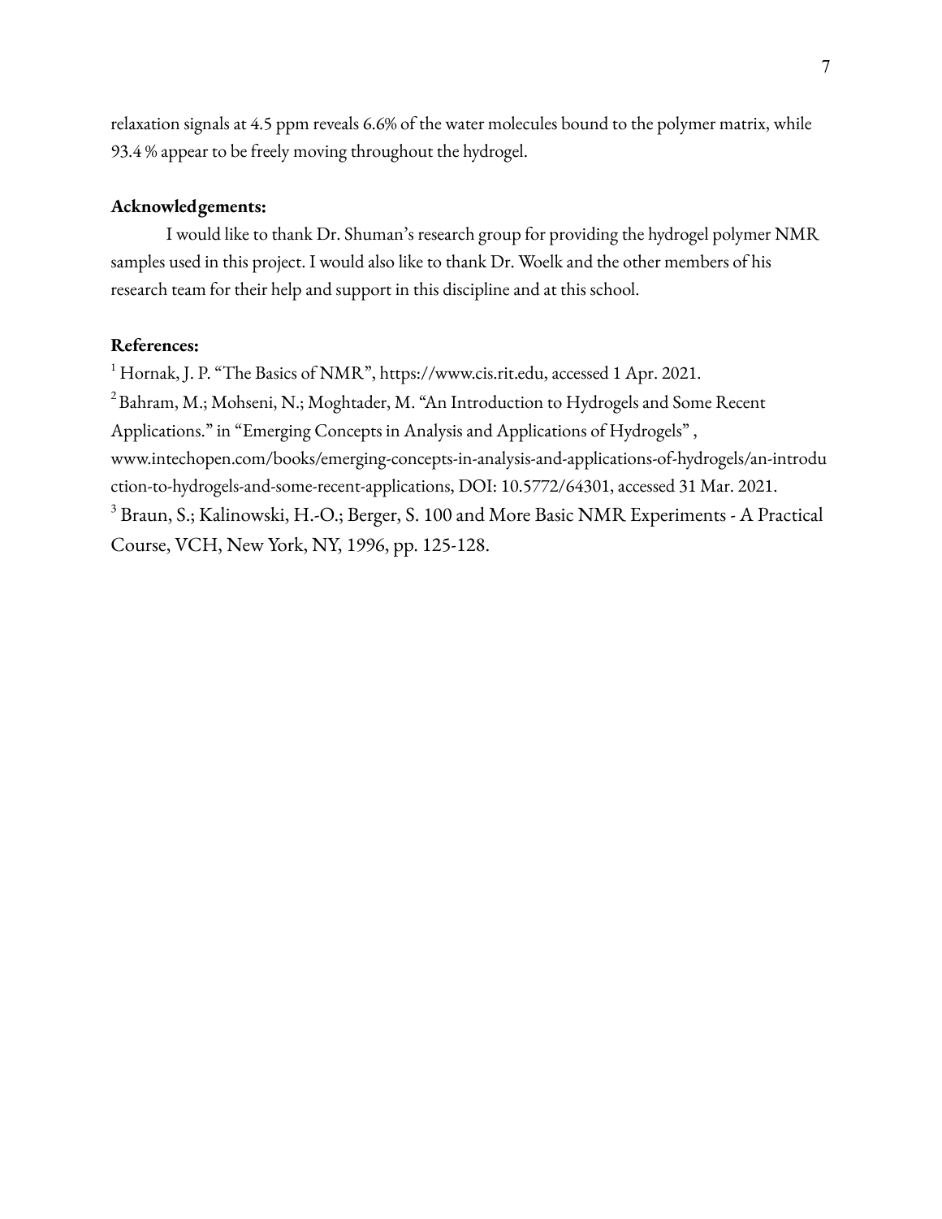relaxation signals at 4.5 ppm reveals 6.6% of the water molecules bound to the polymer matrix, while 93.4 % appear to be freely moving throughout the hydrogel.

**Acknowledgements:**

I would like to thank Dr. Shuman's research group for providing the hydrogel polymer NMR samples used in this project. I would also like to thank Dr. Woelk and the other members of his research team for their help and support in this discipline and at this school.

**References:**

[1] Hornak, J. P. "The Basics of NMR", https://www.cis.rit.edu, accessed 1 Apr. 2021.

[2] Bahram, M.; Mohseni, N.; Moghtader, M. "An Introduction to Hydrogels and Some Recent Applications." in "Emerging Concepts in Analysis and Applications of Hydrogels" , www.intechopen.com/books/emerging-concepts-in-analysis-and-applications-of-hydrogels/an-introduction-to-hydrogels-and-some-recent-applications, DOI: 10.5772/64301, accessed 31 Mar. 2021.

[3] Braun, S.; Kalinowski, H.-O.; Berger, S. 100 and More Basic NMR Experiments - A Practical Course, VCH, New York, NY, 1996, pp. 125-128.